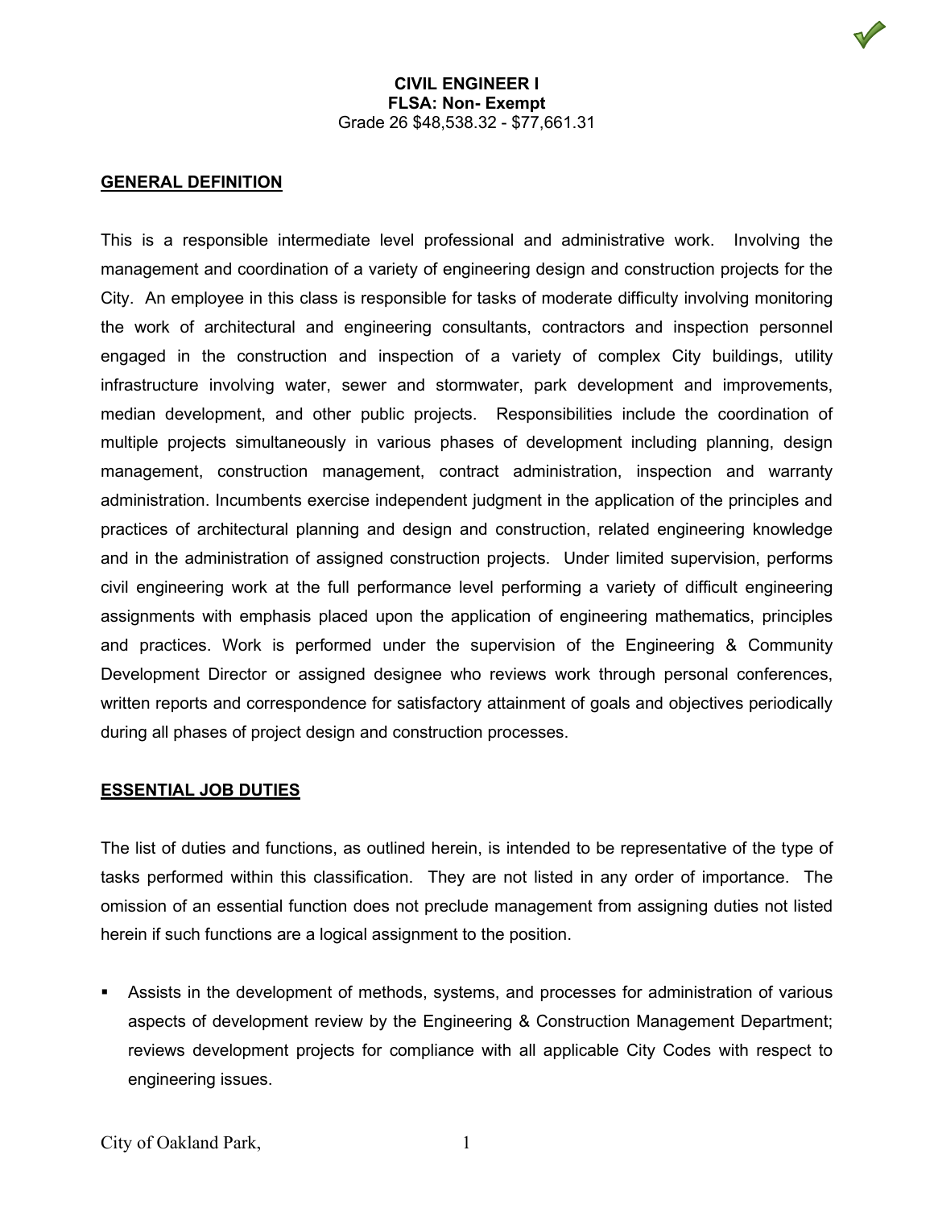**CIVIL ENGINEER I**
**FLSA: Non- Exempt**
Grade 26 $48,538.32 - $77,661.31

## GENERAL DEFINITION

This is a responsible intermediate level professional and administrative work. Involving the management and coordination of a variety of engineering design and construction projects for the City. An employee in this class is responsible for tasks of moderate difficulty involving monitoring the work of architectural and engineering consultants, contractors and inspection personnel engaged in the construction and inspection of a variety of complex City buildings, utility infrastructure involving water, sewer and stormwater, park development and improvements, median development, and other public projects. Responsibilities include the coordination of multiple projects simultaneously in various phases of development including planning, design management, construction management, contract administration, inspection and warranty administration. Incumbents exercise independent judgment in the application of the principles and practices of architectural planning and design and construction, related engineering knowledge and in the administration of assigned construction projects. Under limited supervision, performs civil engineering work at the full performance level performing a variety of difficult engineering assignments with emphasis placed upon the application of engineering mathematics, principles and practices. Work is performed under the supervision of the Engineering & Community Development Director or assigned designee who reviews work through personal conferences, written reports and correspondence for satisfactory attainment of goals and objectives periodically during all phases of project design and construction processes.

## ESSENTIAL JOB DUTIES

The list of duties and functions, as outlined herein, is intended to be representative of the type of tasks performed within this classification. They are not listed in any order of importance. The omission of an essential function does not preclude management from assigning duties not listed herein if such functions are a logical assignment to the position.

- Assists in the development of methods, systems, and processes for administration of various aspects of development review by the Engineering & Construction Management Department; reviews development projects for compliance with all applicable City Codes with respect to engineering issues.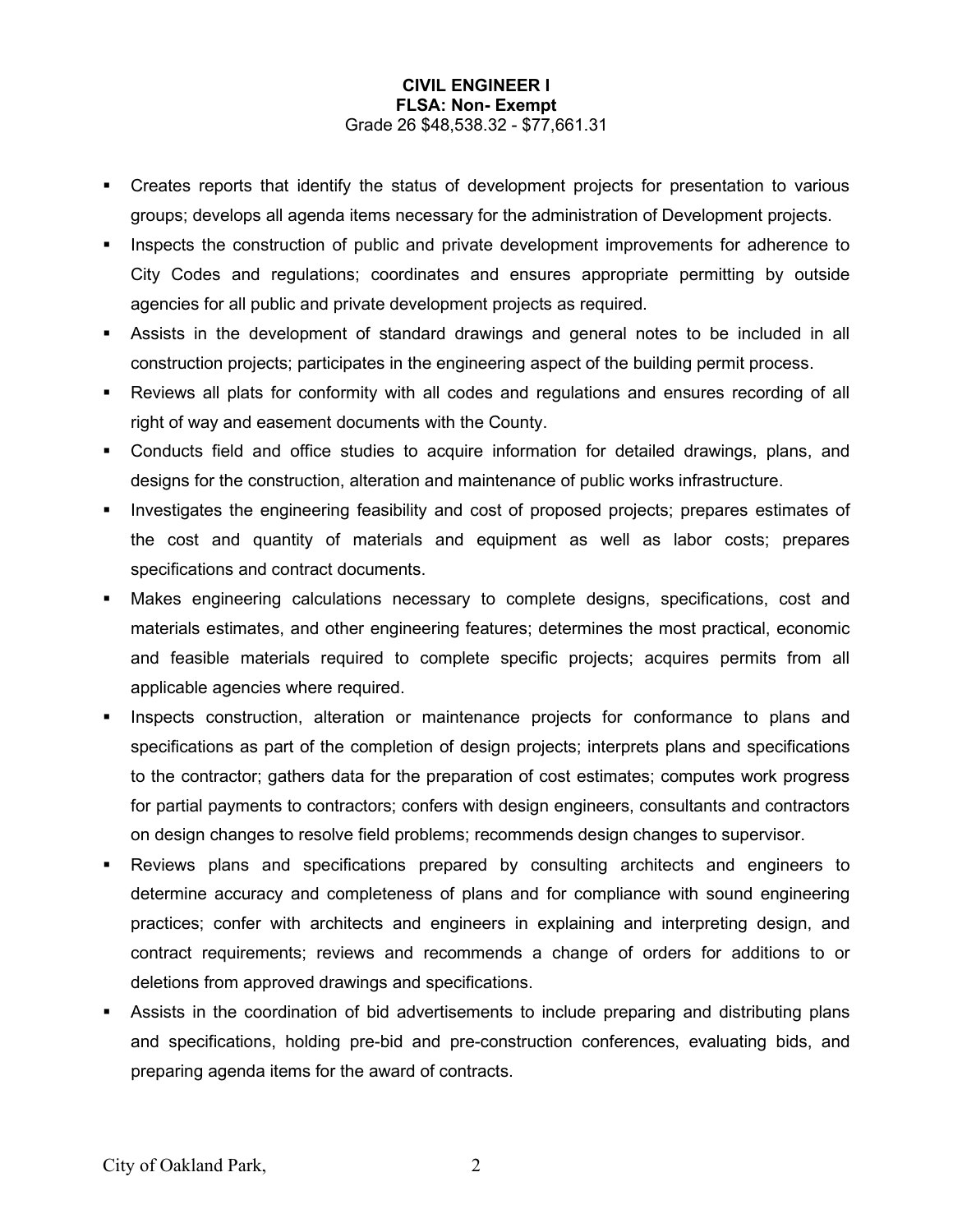**CIVIL ENGINEER I**
**FLSA: Non- Exempt**
Grade 26 $48,538.32 - $77,661.31

- Creates reports that identify the status of development projects for presentation to various groups; develops all agenda items necessary for the administration of Development projects.
- Inspects the construction of public and private development improvements for adherence to City Codes and regulations; coordinates and ensures appropriate permitting by outside agencies for all public and private development projects as required.
- Assists in the development of standard drawings and general notes to be included in all construction projects; participates in the engineering aspect of the building permit process.
- Reviews all plats for conformity with all codes and regulations and ensures recording of all right of way and easement documents with the County.
- Conducts field and office studies to acquire information for detailed drawings, plans, and designs for the construction, alteration and maintenance of public works infrastructure.
- Investigates the engineering feasibility and cost of proposed projects; prepares estimates of the cost and quantity of materials and equipment as well as labor costs; prepares specifications and contract documents.
- Makes engineering calculations necessary to complete designs, specifications, cost and materials estimates, and other engineering features; determines the most practical, economic and feasible materials required to complete specific projects; acquires permits from all applicable agencies where required.
- Inspects construction, alteration or maintenance projects for conformance to plans and specifications as part of the completion of design projects; interprets plans and specifications to the contractor; gathers data for the preparation of cost estimates; computes work progress for partial payments to contractors; confers with design engineers, consultants and contractors on design changes to resolve field problems; recommends design changes to supervisor.
- Reviews plans and specifications prepared by consulting architects and engineers to determine accuracy and completeness of plans and for compliance with sound engineering practices; confer with architects and engineers in explaining and interpreting design, and contract requirements; reviews and recommends a change of orders for additions to or deletions from approved drawings and specifications.
- Assists in the coordination of bid advertisements to include preparing and distributing plans and specifications, holding pre-bid and pre-construction conferences, evaluating bids, and preparing agenda items for the award of contracts.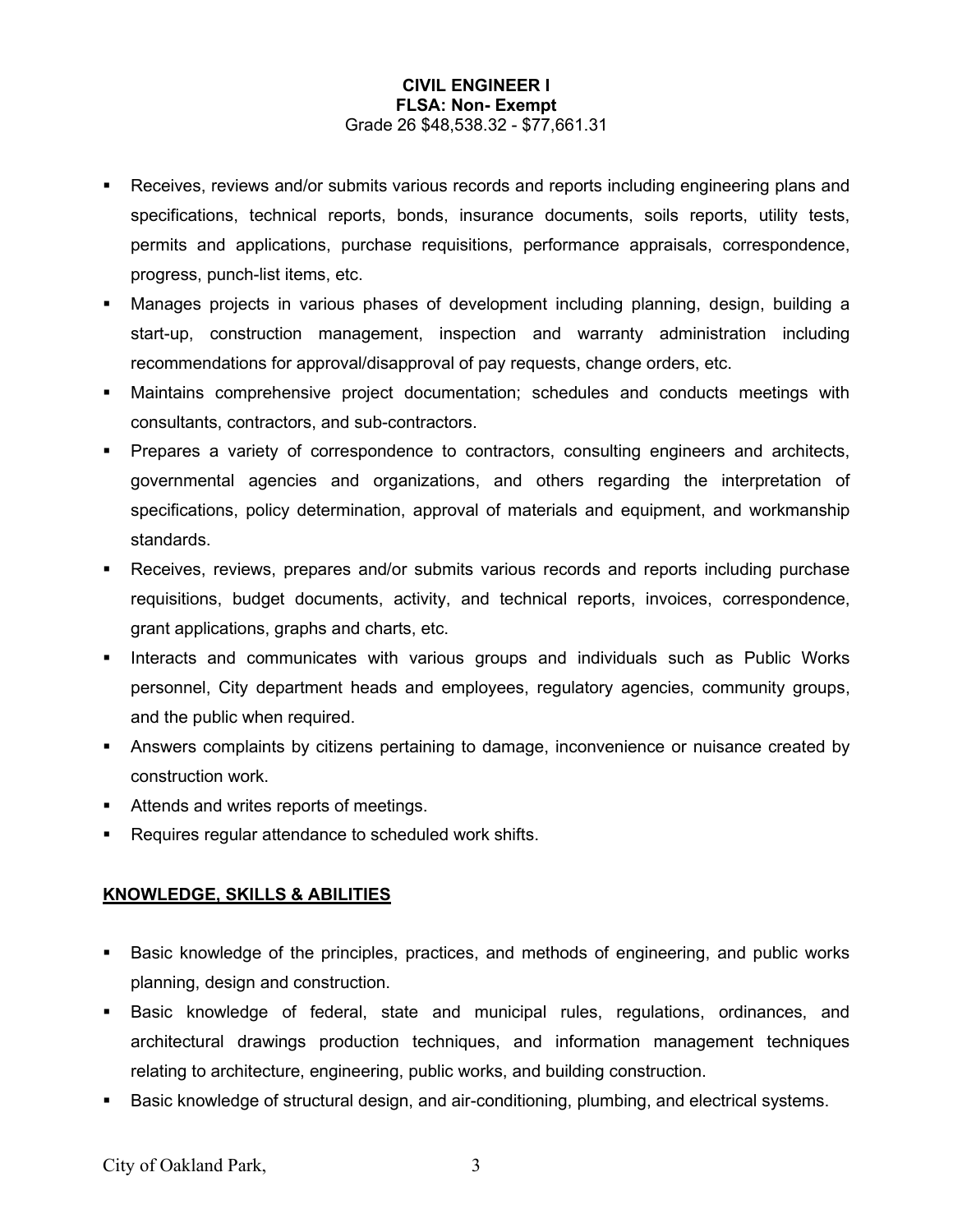**CIVIL ENGINEER I**
**FLSA: Non- Exempt**
Grade 26 $48,538.32 - $77,661.31

- Receives, reviews and/or submits various records and reports including engineering plans and specifications, technical reports, bonds, insurance documents, soils reports, utility tests, permits and applications, purchase requisitions, performance appraisals, correspondence, progress, punch-list items, etc.
- Manages projects in various phases of development including planning, design, building a start-up, construction management, inspection and warranty administration including recommendations for approval/disapproval of pay requests, change orders, etc.
- Maintains comprehensive project documentation; schedules and conducts meetings with consultants, contractors, and sub-contractors.
- Prepares a variety of correspondence to contractors, consulting engineers and architects, governmental agencies and organizations, and others regarding the interpretation of specifications, policy determination, approval of materials and equipment, and workmanship standards.
- Receives, reviews, prepares and/or submits various records and reports including purchase requisitions, budget documents, activity, and technical reports, invoices, correspondence, grant applications, graphs and charts, etc.
- Interacts and communicates with various groups and individuals such as Public Works personnel, City department heads and employees, regulatory agencies, community groups, and the public when required.
- Answers complaints by citizens pertaining to damage, inconvenience or nuisance created by construction work.
- Attends and writes reports of meetings.
- Requires regular attendance to scheduled work shifts.

## KNOWLEDGE, SKILLS & ABILITIES

- Basic knowledge of the principles, practices, and methods of engineering, and public works planning, design and construction.
- Basic knowledge of federal, state and municipal rules, regulations, ordinances, and architectural drawings production techniques, and information management techniques relating to architecture, engineering, public works, and building construction.
- Basic knowledge of structural design, and air-conditioning, plumbing, and electrical systems.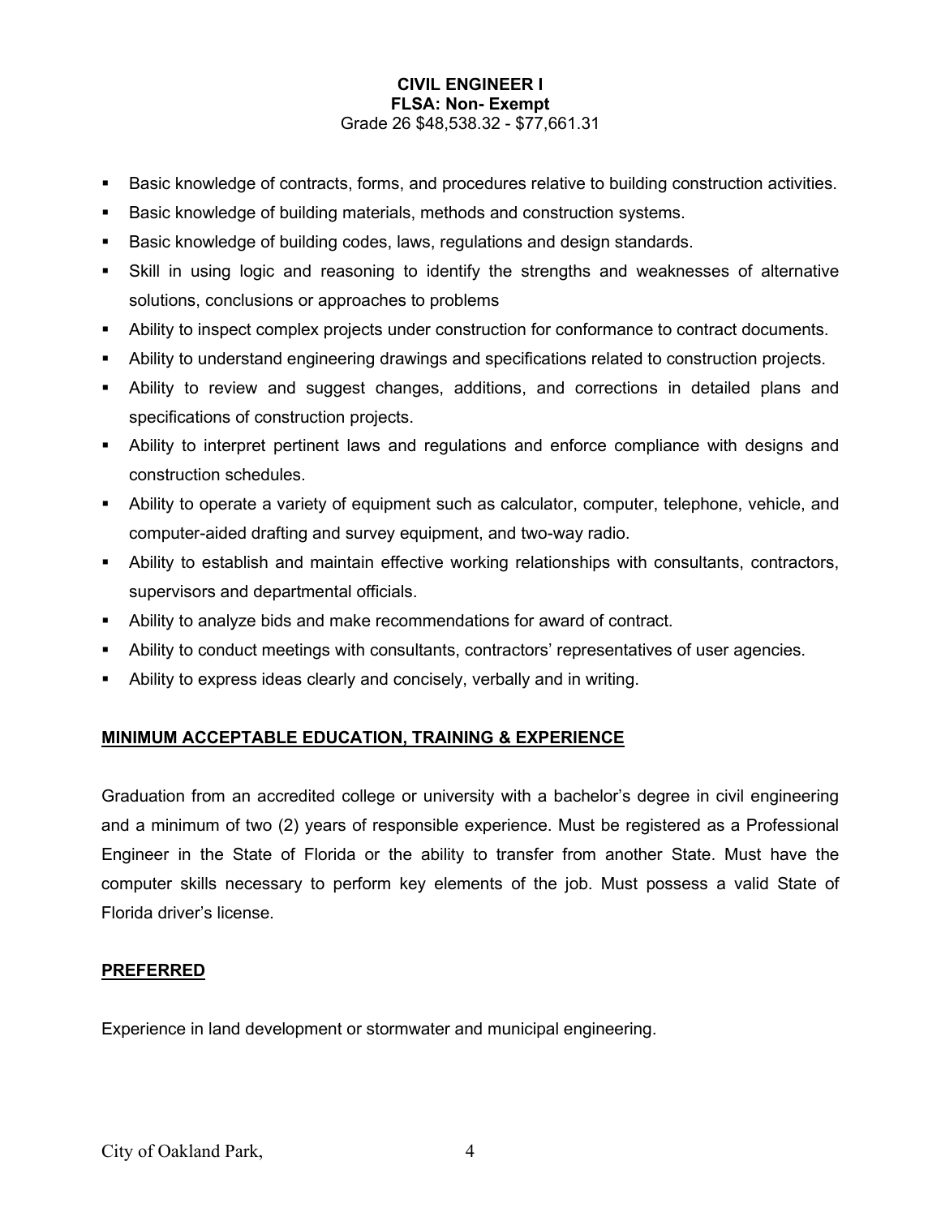**CIVIL ENGINEER I**
**FLSA: Non- Exempt**
Grade 26 $48,538.32 - $77,661.31

- Basic knowledge of contracts, forms, and procedures relative to building construction activities.
- Basic knowledge of building materials, methods and construction systems.
- Basic knowledge of building codes, laws, regulations and design standards.
- Skill in using logic and reasoning to identify the strengths and weaknesses of alternative solutions, conclusions or approaches to problems
- Ability to inspect complex projects under construction for conformance to contract documents.
- Ability to understand engineering drawings and specifications related to construction projects.
- Ability to review and suggest changes, additions, and corrections in detailed plans and specifications of construction projects.
- Ability to interpret pertinent laws and regulations and enforce compliance with designs and construction schedules.
- Ability to operate a variety of equipment such as calculator, computer, telephone, vehicle, and computer-aided drafting and survey equipment, and two-way radio.
- Ability to establish and maintain effective working relationships with consultants, contractors, supervisors and departmental officials.
- Ability to analyze bids and make recommendations for award of contract.
- Ability to conduct meetings with consultants, contractors' representatives of user agencies.
- Ability to express ideas clearly and concisely, verbally and in writing.

## MINIMUM ACCEPTABLE EDUCATION, TRAINING & EXPERIENCE

Graduation from an accredited college or university with a bachelor's degree in civil engineering and a minimum of two (2) years of responsible experience. Must be registered as a Professional Engineer in the State of Florida or the ability to transfer from another State. Must have the computer skills necessary to perform key elements of the job. Must possess a valid State of Florida driver's license.

## PREFERRED

Experience in land development or stormwater and municipal engineering.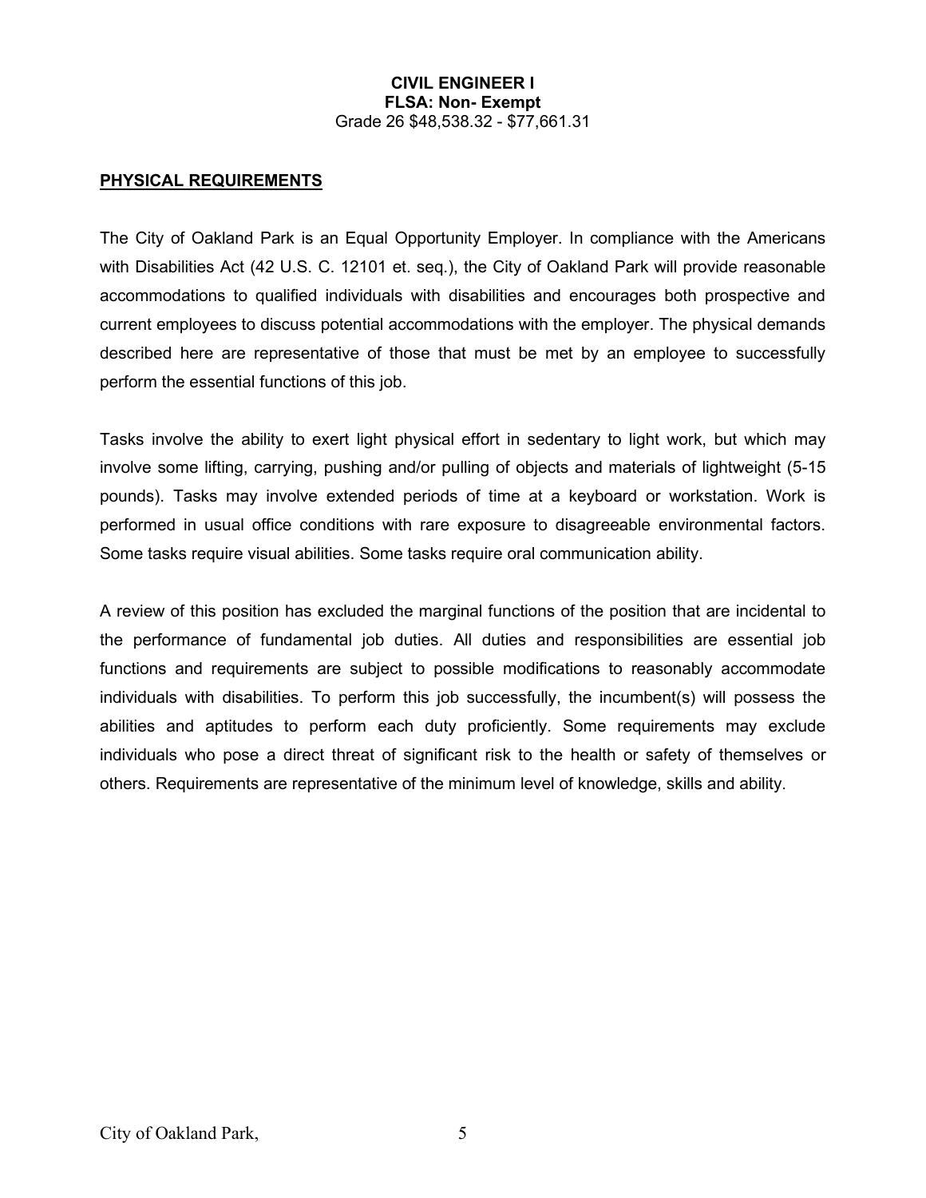**CIVIL ENGINEER I**
**FLSA: Non- Exempt**
Grade 26 $48,538.32 - $77,661.31

## PHYSICAL REQUIREMENTS

The City of Oakland Park is an Equal Opportunity Employer. In compliance with the Americans with Disabilities Act (42 U.S. C. 12101 et. seq.), the City of Oakland Park will provide reasonable accommodations to qualified individuals with disabilities and encourages both prospective and current employees to discuss potential accommodations with the employer. The physical demands described here are representative of those that must be met by an employee to successfully perform the essential functions of this job.

Tasks involve the ability to exert light physical effort in sedentary to light work, but which may involve some lifting, carrying, pushing and/or pulling of objects and materials of lightweight (5-15 pounds). Tasks may involve extended periods of time at a keyboard or workstation. Work is performed in usual office conditions with rare exposure to disagreeable environmental factors. Some tasks require visual abilities. Some tasks require oral communication ability.

A review of this position has excluded the marginal functions of the position that are incidental to the performance of fundamental job duties. All duties and responsibilities are essential job functions and requirements are subject to possible modifications to reasonably accommodate individuals with disabilities. To perform this job successfully, the incumbent(s) will possess the abilities and aptitudes to perform each duty proficiently. Some requirements may exclude individuals who pose a direct threat of significant risk to the health or safety of themselves or others. Requirements are representative of the minimum level of knowledge, skills and ability.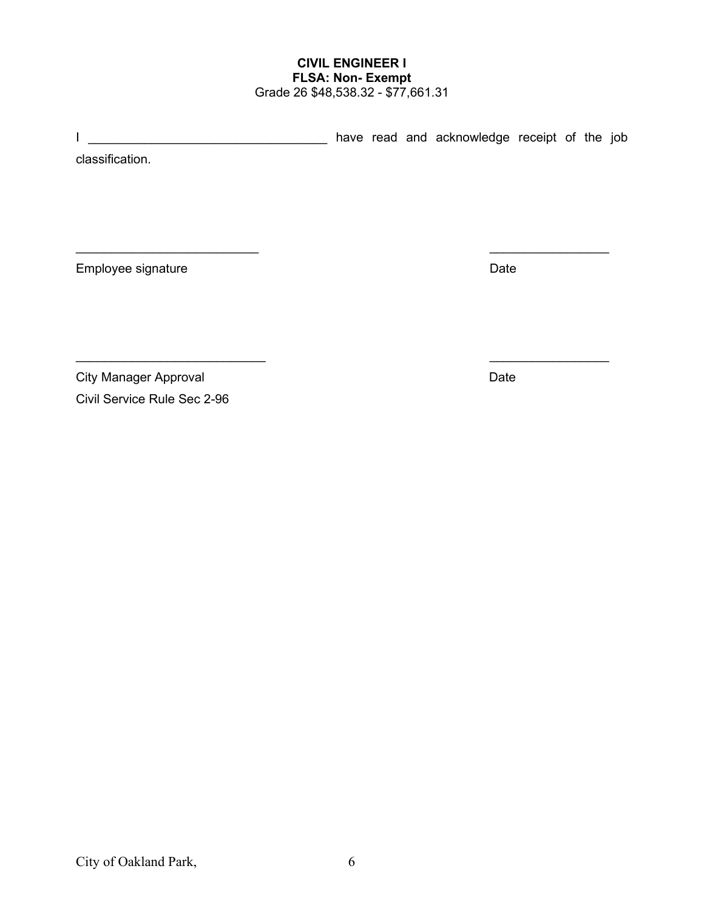**CIVIL ENGINEER I**
**FLSA: Non- Exempt**
Grade 26 $48,538.32 - $77,661.31

I __________________________________ have read and acknowledge receipt of the job classification.

__________________________ _________________
Employee signature Date

___________________________ _________________
City Manager Approval Date
Civil Service Rule Sec 2-96